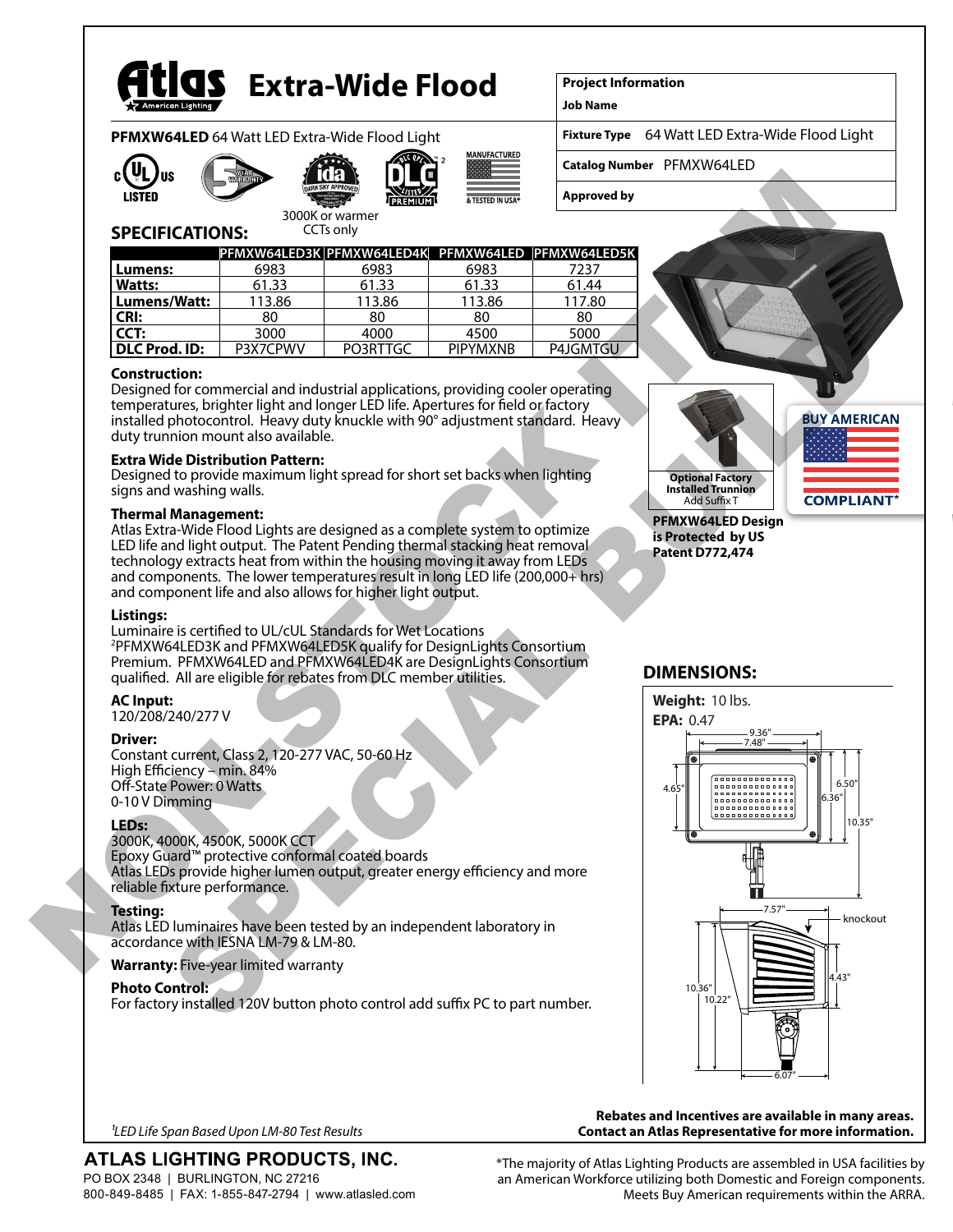# Atlas Extra-Wide Flood

**PFMXW64LED** 64 Watt LED Extra-Wide Flood Light

| Project Information | |
|---|---|
| Job Name | |
| Fixture Type | 64 Watt LED Extra-Wide Flood Light |
| Catalog Number | PFMXW64LED |
| Approved by | |

3000K or warmer CCTs only

## SPECIFICATIONS:

| | PFMXW64LED3K | PFMXW64LED4K | PFMXW64LED | PFMXW64LED5K |
|---|---|---|---|---|
| Lumens: | 6983 | 6983 | 6983 | 7237 |
| Watts: | 61.33 | 61.33 | 61.33 | 61.44 |
| Lumens/Watt: | 113.86 | 113.86 | 113.86 | 117.80 |
| CRI: | 80 | 80 | 80 | 80 |
| CCT: | 3000 | 4000 | 4500 | 5000 |
| DLC Prod. ID: | P3X7CPWV | PO3RTTGC | PIPYMXNB | P4JGMTGU |

**Construction:**
Designed for commercial and industrial applications, providing cooler operating temperatures, brighter light and longer LED life. Apertures for field or factory installed photocontrol. Heavy duty knuckle with 90° adjustment standard. Heavy duty trunnion mount also available.

**Extra Wide Distribution Pattern:**
Designed to provide maximum light spread for short set backs when lighting signs and washing walls.

**Thermal Management:**
Atlas Extra-Wide Flood Lights are designed as a complete system to optimize LED life and light output. The Patent Pending thermal stacking heat removal technology extracts heat from within the housing moving it away from LEDs and components. The lower temperatures result in long LED life (200,000+ hrs) and component life and also allows for higher light output.

**Listings:**
Luminaire is certified to UL/cUL Standards for Wet Locations
[2]PFMXW64LED3K and PFMXW64LED5K qualify for DesignLights Consortium Premium. PFMXW64LED and PFMXW64LED4K are DesignLights Consortium qualified. All are eligible for rebates from DLC member utilities.

**AC Input:**
120/208/240/277 V

**Driver:**
Constant current, Class 2, 120-277 VAC, 50-60 Hz
High Efficiency – min. 84%
Off-State Power: 0 Watts
0-10 V Dimming

**LEDs:**
3000K, 4000K, 4500K, 5000K CCT
Epoxy Guard™ protective conformal coated boards
Atlas LEDs provide higher lumen output, greater energy efficiency and more reliable fixture performance.

**Testing:**
Atlas LED luminaires have been tested by an independent laboratory in accordance with IESNA LM-79 & LM-80.

**Warranty:** Five-year limited warranty

**Photo Control:**
For factory installed 120V button photo control add suffix PC to part number.

**Optional Factory Installed Trunnion**
Add Suffix T

**PFMXW64LED Design is Protected by US Patent D772,474**

BUY AMERICAN COMPLIANT*

## DIMENSIONS:

**Weight:** 10 lbs.
**EPA:** 0.47

9.36" | 7.48" | 4.65" | 6.50" | 6.36" | 10.35" | 7.57" | knockout | 4.43" | 10.36" | 10.22" | 6.07"

[1]*LED Life Span Based Upon LM-80 Test Results*

**Rebates and Incentives are available in many areas. Contact an Atlas Representative for more information.**

**ATLAS LIGHTING PRODUCTS, INC.**
PO BOX 2348 | BURLINGTON, NC 27216
800-849-8485 | FAX: 1-855-847-2794 | www.atlasled.com

*The majority of Atlas Lighting Products are assembled in USA facilities by an American Workforce utilizing both Domestic and Foreign components. Meets Buy American requirements within the ARRA.

NON-STOCK ITEM
SPECIAL BUILD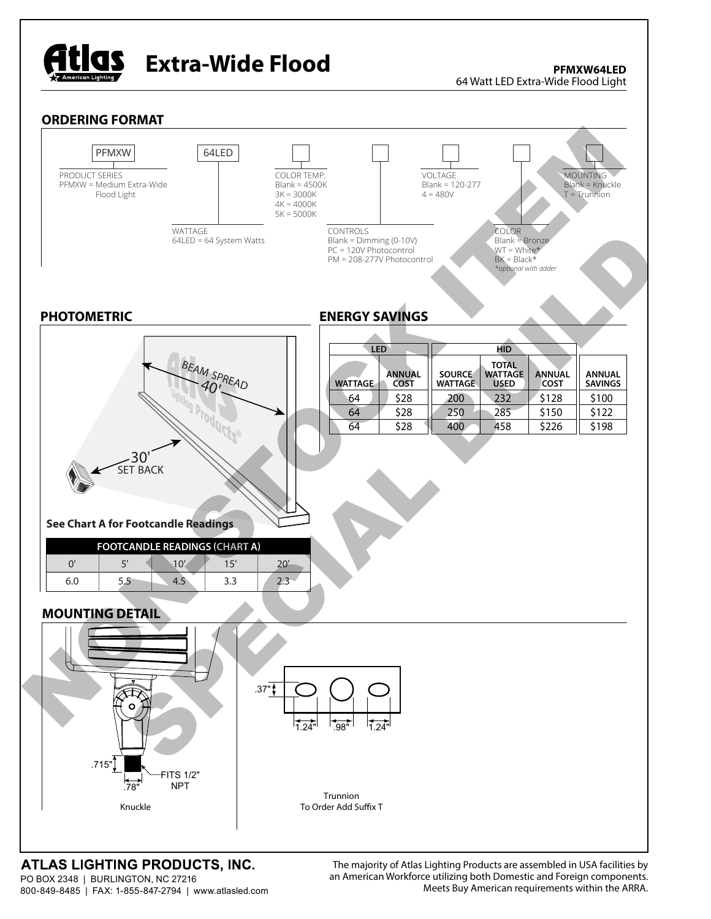# Extra-Wide Flood

**PFMXW64LED**
64 Watt LED Extra-Wide Flood Light

NON-STOCK ITEM SPECIAL BUILD

## ORDERING FORMAT

PFMXW | 64LED | ☐ | ☐ | ☐ | ☐ | ☐

PRODUCT SERIES
PFMXW = Medium Extra-Wide Flood Light

WATTAGE
64LED = 64 System Watts

COLOR TEMP.
Blank = 4500K
3K = 3000K
4K = 4000K
5K = 5000K

CONTROLS
Blank = Dimming (0-10V)
PC = 120V Photocontrol
PM = 208-277V Photocontrol

VOLTAGE
Blank = 120-277
4 = 480V

COLOR
Blank = Bronze
WT = White*
BK = Black*
*optional with adder*

MOUNTING
Blank = Knuckle
T = Trunnion

## PHOTOMETRIC

BEAM SPREAD 40'

30' SET BACK

**See Chart A for Footcandle Readings**

| FOOTCANDLE READINGS (CHART A) | | | | |
|---|---|---|---|---|
| 0' | 5' | 10' | 15' | 20' |
| 6.0 | 5.5 | 4.5 | 3.3 | 2.3 |

## ENERGY SAVINGS

| LED | | HID | | | |
|---|---|---|---|---|---|
| WATTAGE | ANNUAL COST | SOURCE WATTAGE | TOTAL WATTAGE USED | ANNUAL COST | ANNUAL SAVINGS |
| 64 | $28 | 200 | 232 | $128 | $100 |
| 64 | $28 | 250 | 285 | $150 | $122 |
| 64 | $28 | 400 | 458 | $226 | $198 |

## MOUNTING DETAIL

.715"
.78"
FITS 1/2" NPT

Knuckle

.37"
1.24" .98" 1.24"

Trunnion
To Order Add Suffix T

**ATLAS LIGHTING PRODUCTS, INC.**
PO BOX 2348 | BURLINGTON, NC 27216
800-849-8485 | FAX: 1-855-847-2794 | www.atlasled.com

The majority of Atlas Lighting Products are assembled in USA facilities by an American Workforce utilizing both Domestic and Foreign components. Meets Buy American requirements within the ARRA.